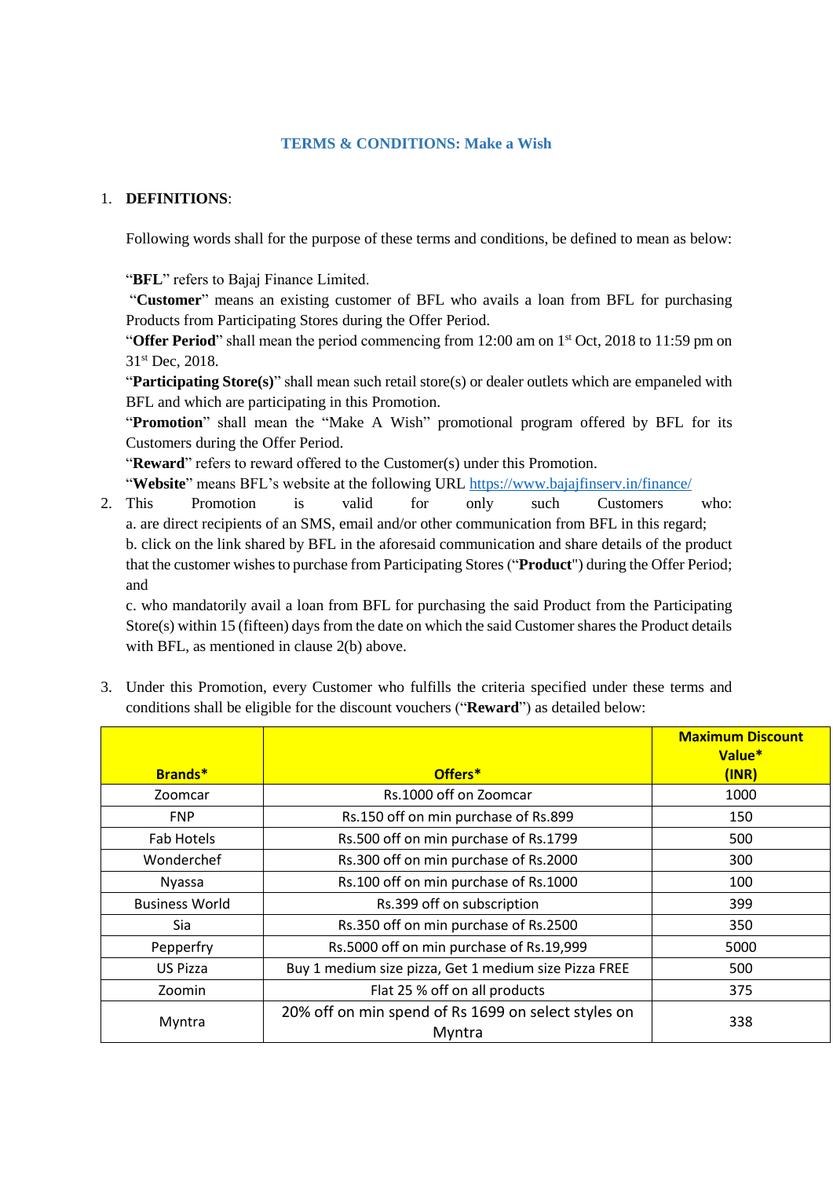# TERMS & CONDITIONS: Make a Wish

1. **DEFINITIONS**:

   Following words shall for the purpose of these terms and conditions, be defined to mean as below:

   "**BFL**" refers to Bajaj Finance Limited.
   "**Customer**" means an existing customer of BFL who avails a loan from BFL for purchasing Products from Participating Stores during the Offer Period.
   "**Offer Period**" shall mean the period commencing from 12:00 am on 1st Oct, 2018 to 11:59 pm on 31st Dec, 2018.
   "**Participating Store(s)**" shall mean such retail store(s) or dealer outlets which are empaneled with BFL and which are participating in this Promotion.
   "**Promotion**" shall mean the "Make A Wish" promotional program offered by BFL for its Customers during the Offer Period.
   "**Reward**" refers to reward offered to the Customer(s) under this Promotion.
   "**Website**" means BFL's website at the following URL https://www.bajajfinserv.in/finance/

2. This Promotion is valid for only such Customers who:
   a. are direct recipients of an SMS, email and/or other communication from BFL in this regard;
   b. click on the link shared by BFL in the aforesaid communication and share details of the product that the customer wishes to purchase from Participating Stores ("**Product**") during the Offer Period; and
   c. who mandatorily avail a loan from BFL for purchasing the said Product from the Participating Store(s) within 15 (fifteen) days from the date on which the said Customer shares the Product details with BFL, as mentioned in clause 2(b) above.

3. Under this Promotion, every Customer who fulfills the criteria specified under these terms and conditions shall be eligible for the discount vouchers ("**Reward**") as detailed below:

| Brands* | Offers* | Maximum Discount Value* (INR) |
|---|---|---|
| Zoomcar | Rs.1000 off on Zoomcar | 1000 |
| FNP | Rs.150 off on min purchase of Rs.899 | 150 |
| Fab Hotels | Rs.500 off on min purchase of Rs.1799 | 500 |
| Wonderchef | Rs.300 off on min purchase of Rs.2000 | 300 |
| Nyassa | Rs.100 off on min purchase of Rs.1000 | 100 |
| Business World | Rs.399 off on subscription | 399 |
| Sia | Rs.350 off on min purchase of Rs.2500 | 350 |
| Pepperfry | Rs.5000 off on min purchase of Rs.19,999 | 5000 |
| US Pizza | Buy 1 medium size pizza, Get 1 medium size Pizza FREE | 500 |
| Zoomin | Flat 25 % off on all products | 375 |
| Myntra | 20% off on min spend of Rs 1699 on select styles on Myntra | 338 |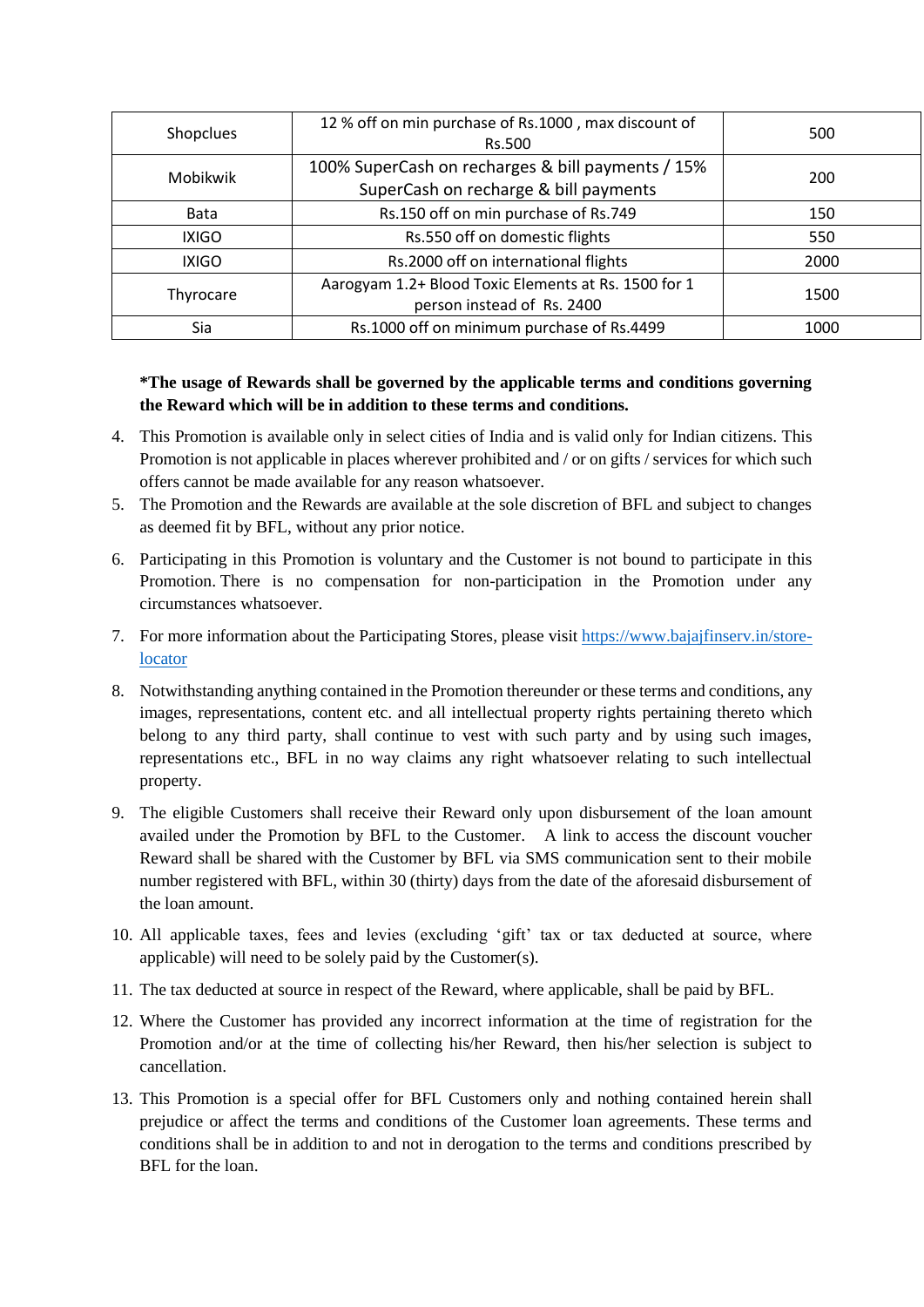| | | |
|---|---|---|
| Shopclues | 12 % off on min purchase of Rs.1000 , max discount of Rs.500 | 500 |
| Mobikwik | 100% SuperCash on recharges & bill payments / 15% SuperCash on recharge & bill payments | 200 |
| Bata | Rs.150 off on min purchase of Rs.749 | 150 |
| IXIGO | Rs.550 off on domestic flights | 550 |
| IXIGO | Rs.2000 off on international flights | 2000 |
| Thyrocare | Aarogyam 1.2+ Blood Toxic Elements at Rs. 1500 for 1 person instead of Rs. 2400 | 1500 |
| Sia | Rs.1000 off on minimum purchase of Rs.4499 | 1000 |

**\*The usage of Rewards shall be governed by the applicable terms and conditions governing the Reward which will be in addition to these terms and conditions.**

4. This Promotion is available only in select cities of India and is valid only for Indian citizens. This Promotion is not applicable in places wherever prohibited and / or on gifts / services for which such offers cannot be made available for any reason whatsoever.
5. The Promotion and the Rewards are available at the sole discretion of BFL and subject to changes as deemed fit by BFL, without any prior notice.
6. Participating in this Promotion is voluntary and the Customer is not bound to participate in this Promotion. There is no compensation for non-participation in the Promotion under any circumstances whatsoever.
7. For more information about the Participating Stores, please visit [https://www.bajajfinserv.in/store-locator](https://www.bajajfinserv.in/store-locator)
8. Notwithstanding anything contained in the Promotion thereunder or these terms and conditions, any images, representations, content etc. and all intellectual property rights pertaining thereto which belong to any third party, shall continue to vest with such party and by using such images, representations etc., BFL in no way claims any right whatsoever relating to such intellectual property.
9. The eligible Customers shall receive their Reward only upon disbursement of the loan amount availed under the Promotion by BFL to the Customer. A link to access the discount voucher Reward shall be shared with the Customer by BFL via SMS communication sent to their mobile number registered with BFL, within 30 (thirty) days from the date of the aforesaid disbursement of the loan amount.
10. All applicable taxes, fees and levies (excluding 'gift' tax or tax deducted at source, where applicable) will need to be solely paid by the Customer(s).
11. The tax deducted at source in respect of the Reward, where applicable, shall be paid by BFL.
12. Where the Customer has provided any incorrect information at the time of registration for the Promotion and/or at the time of collecting his/her Reward, then his/her selection is subject to cancellation.
13. This Promotion is a special offer for BFL Customers only and nothing contained herein shall prejudice or affect the terms and conditions of the Customer loan agreements. These terms and conditions shall be in addition to and not in derogation to the terms and conditions prescribed by BFL for the loan.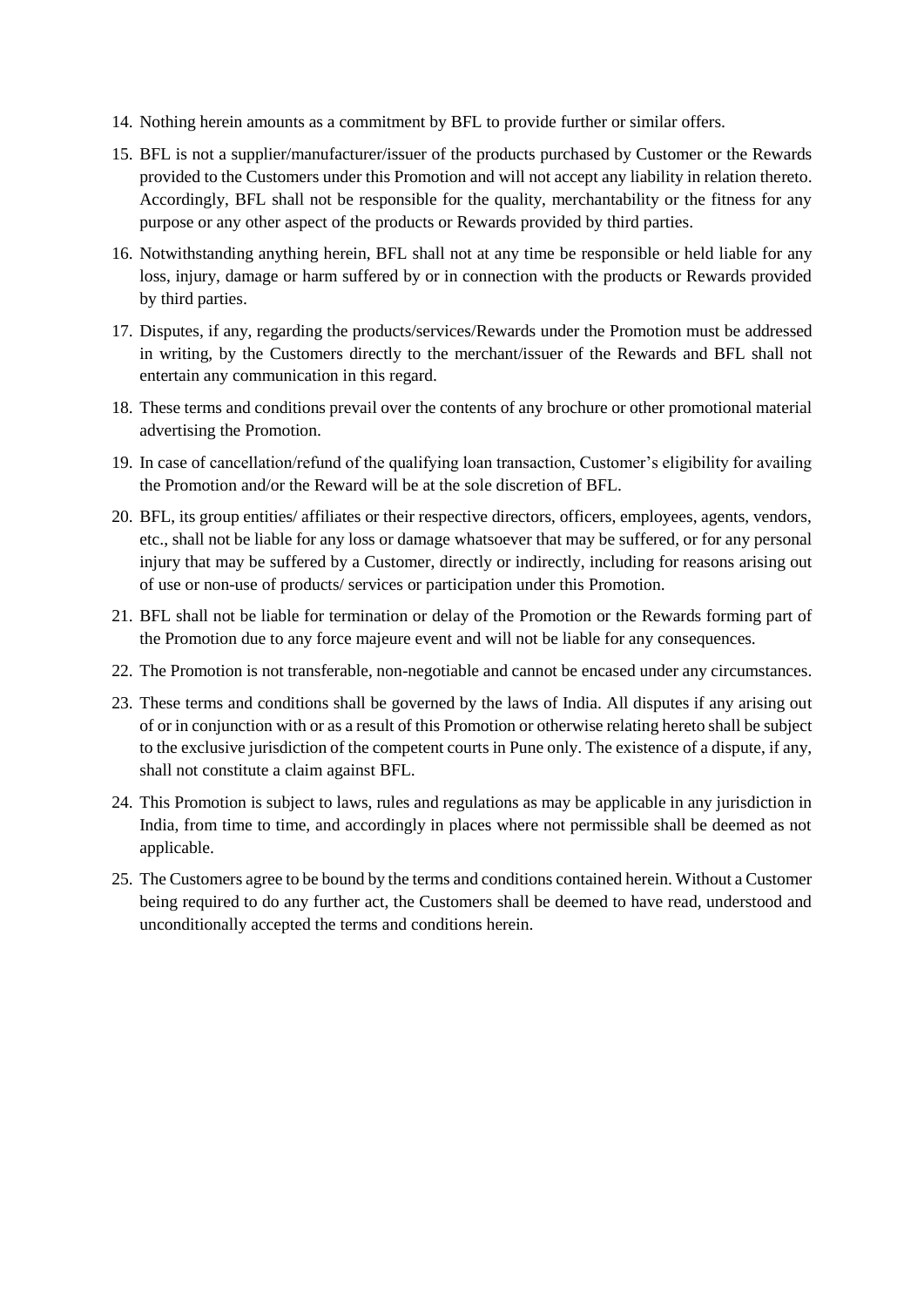14. Nothing herein amounts as a commitment by BFL to provide further or similar offers.
15. BFL is not a supplier/manufacturer/issuer of the products purchased by Customer or the Rewards provided to the Customers under this Promotion and will not accept any liability in relation thereto. Accordingly, BFL shall not be responsible for the quality, merchantability or the fitness for any purpose or any other aspect of the products or Rewards provided by third parties.
16. Notwithstanding anything herein, BFL shall not at any time be responsible or held liable for any loss, injury, damage or harm suffered by or in connection with the products or Rewards provided by third parties.
17. Disputes, if any, regarding the products/services/Rewards under the Promotion must be addressed in writing, by the Customers directly to the merchant/issuer of the Rewards and BFL shall not entertain any communication in this regard.
18. These terms and conditions prevail over the contents of any brochure or other promotional material advertising the Promotion.
19. In case of cancellation/refund of the qualifying loan transaction, Customer's eligibility for availing the Promotion and/or the Reward will be at the sole discretion of BFL.
20. BFL, its group entities/ affiliates or their respective directors, officers, employees, agents, vendors, etc., shall not be liable for any loss or damage whatsoever that may be suffered, or for any personal injury that may be suffered by a Customer, directly or indirectly, including for reasons arising out of use or non-use of products/ services or participation under this Promotion.
21. BFL shall not be liable for termination or delay of the Promotion or the Rewards forming part of the Promotion due to any force majeure event and will not be liable for any consequences.
22. The Promotion is not transferable, non-negotiable and cannot be encased under any circumstances.
23. These terms and conditions shall be governed by the laws of India. All disputes if any arising out of or in conjunction with or as a result of this Promotion or otherwise relating hereto shall be subject to the exclusive jurisdiction of the competent courts in Pune only. The existence of a dispute, if any, shall not constitute a claim against BFL.
24. This Promotion is subject to laws, rules and regulations as may be applicable in any jurisdiction in India, from time to time, and accordingly in places where not permissible shall be deemed as not applicable.
25. The Customers agree to be bound by the terms and conditions contained herein. Without a Customer being required to do any further act, the Customers shall be deemed to have read, understood and unconditionally accepted the terms and conditions herein.